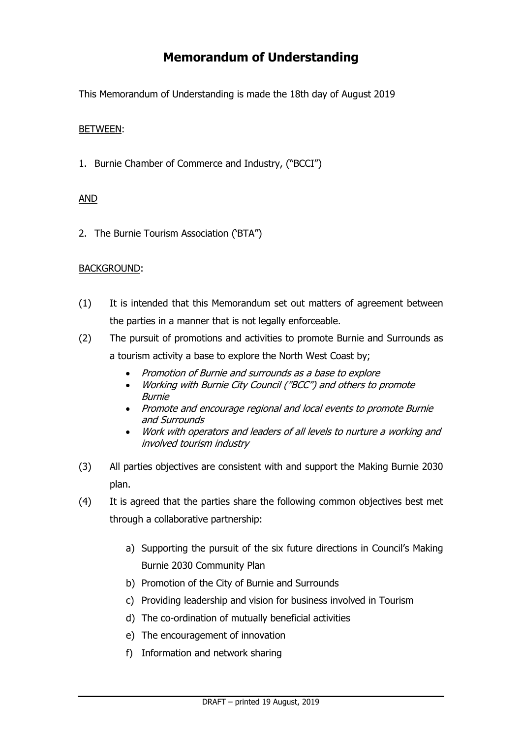# Memorandum of Understanding

This Memorandum of Understanding is made the 18th day of August 2019

BETWEEN:

1. Burnie Chamber of Commerce and Industry, ("BCCI")

AND

2. The Burnie Tourism Association ('BTA")

BACKGROUND:

(1) It is intended that this Memorandum set out matters of agreement between the parties in a manner that is not legally enforceable.

(2) The pursuit of promotions and activities to promote Burnie and Surrounds as a tourism activity a base to explore the North West Coast by;

- *Promotion of Burnie and surrounds as a base to explore*
- *Working with Burnie City Council ("BCC") and others to promote Burnie*
- *Promote and encourage regional and local events to promote Burnie and Surrounds*
- *Work with operators and leaders of all levels to nurture a working and involved tourism industry*

(3) All parties objectives are consistent with and support the Making Burnie 2030 plan.

(4) It is agreed that the parties share the following common objectives best met through a collaborative partnership:

a) Supporting the pursuit of the six future directions in Council's Making Burnie 2030 Community Plan
b) Promotion of the City of Burnie and Surrounds
c) Providing leadership and vision for business involved in Tourism
d) The co-ordination of mutually beneficial activities
e) The encouragement of innovation
f) Information and network sharing

DRAFT – printed 19 August, 2019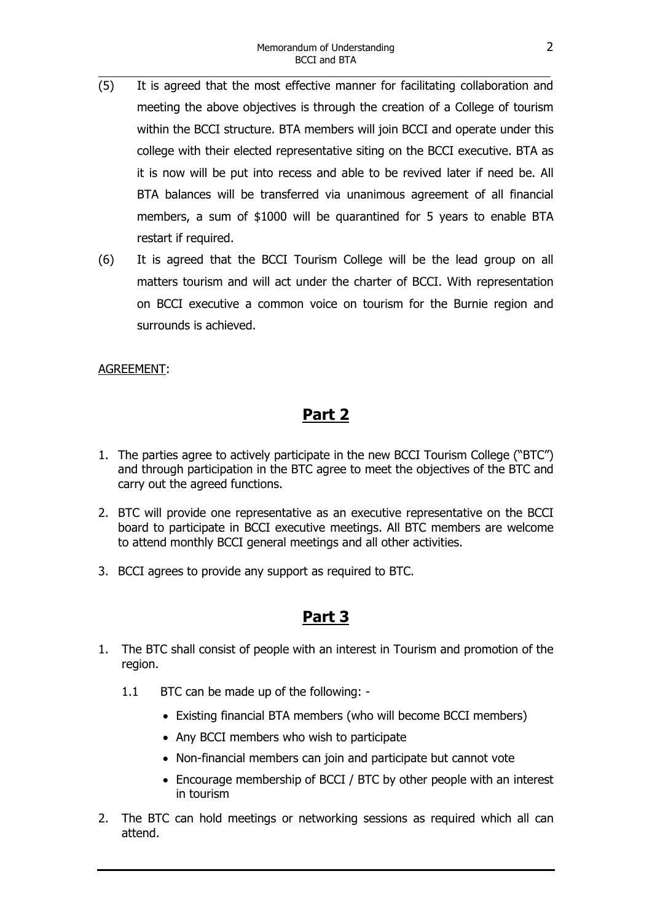(5) It is agreed that the most effective manner for facilitating collaboration and meeting the above objectives is through the creation of a College of tourism within the BCCI structure. BTA members will join BCCI and operate under this college with their elected representative siting on the BCCI executive. BTA as it is now will be put into recess and able to be revived later if need be. All BTA balances will be transferred via unanimous agreement of all financial members, a sum of $1000 will be quarantined for 5 years to enable BTA restart if required.

(6) It is agreed that the BCCI Tourism College will be the lead group on all matters tourism and will act under the charter of BCCI. With representation on BCCI executive a common voice on tourism for the Burnie region and surrounds is achieved.

<u>AGREEMENT</u>:

## Part 2

1. The parties agree to actively participate in the new BCCI Tourism College ("BTC") and through participation in the BTC agree to meet the objectives of the BTC and carry out the agreed functions.

2. BTC will provide one representative as an executive representative on the BCCI board to participate in BCCI executive meetings. All BTC members are welcome to attend monthly BCCI general meetings and all other activities.

3. BCCI agrees to provide any support as required to BTC.

## Part 3

1. The BTC shall consist of people with an interest in Tourism and promotion of the region.

   1.1 BTC can be made up of the following: -

   - Existing financial BTA members (who will become BCCI members)
   - Any BCCI members who wish to participate
   - Non-financial members can join and participate but cannot vote
   - Encourage membership of BCCI / BTC by other people with an interest in tourism

2. The BTC can hold meetings or networking sessions as required which all can attend.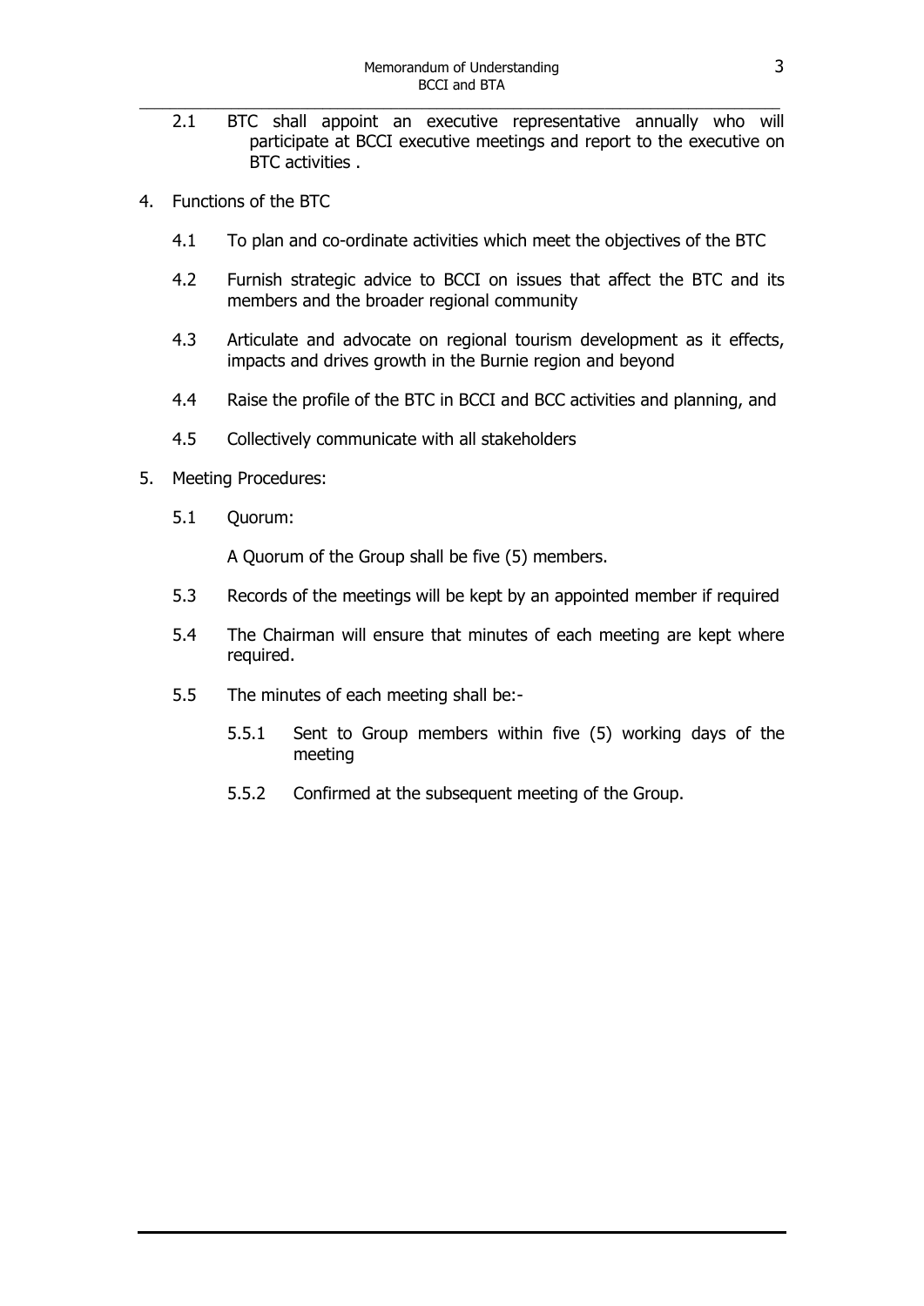2.1 BTC shall appoint an executive representative annually who will participate at BCCI executive meetings and report to the executive on BTC activities .

4. Functions of the BTC

   4.1 To plan and co-ordinate activities which meet the objectives of the BTC

   4.2 Furnish strategic advice to BCCI on issues that affect the BTC and its members and the broader regional community

   4.3 Articulate and advocate on regional tourism development as it effects, impacts and drives growth in the Burnie region and beyond

   4.4 Raise the profile of the BTC in BCCI and BCC activities and planning, and

   4.5 Collectively communicate with all stakeholders

5. Meeting Procedures:

   5.1 Quorum:

   A Quorum of the Group shall be five (5) members.

   5.3 Records of the meetings will be kept by an appointed member if required

   5.4 The Chairman will ensure that minutes of each meeting are kept where required.

   5.5 The minutes of each meeting shall be:-

      5.5.1 Sent to Group members within five (5) working days of the meeting

      5.5.2 Confirmed at the subsequent meeting of the Group.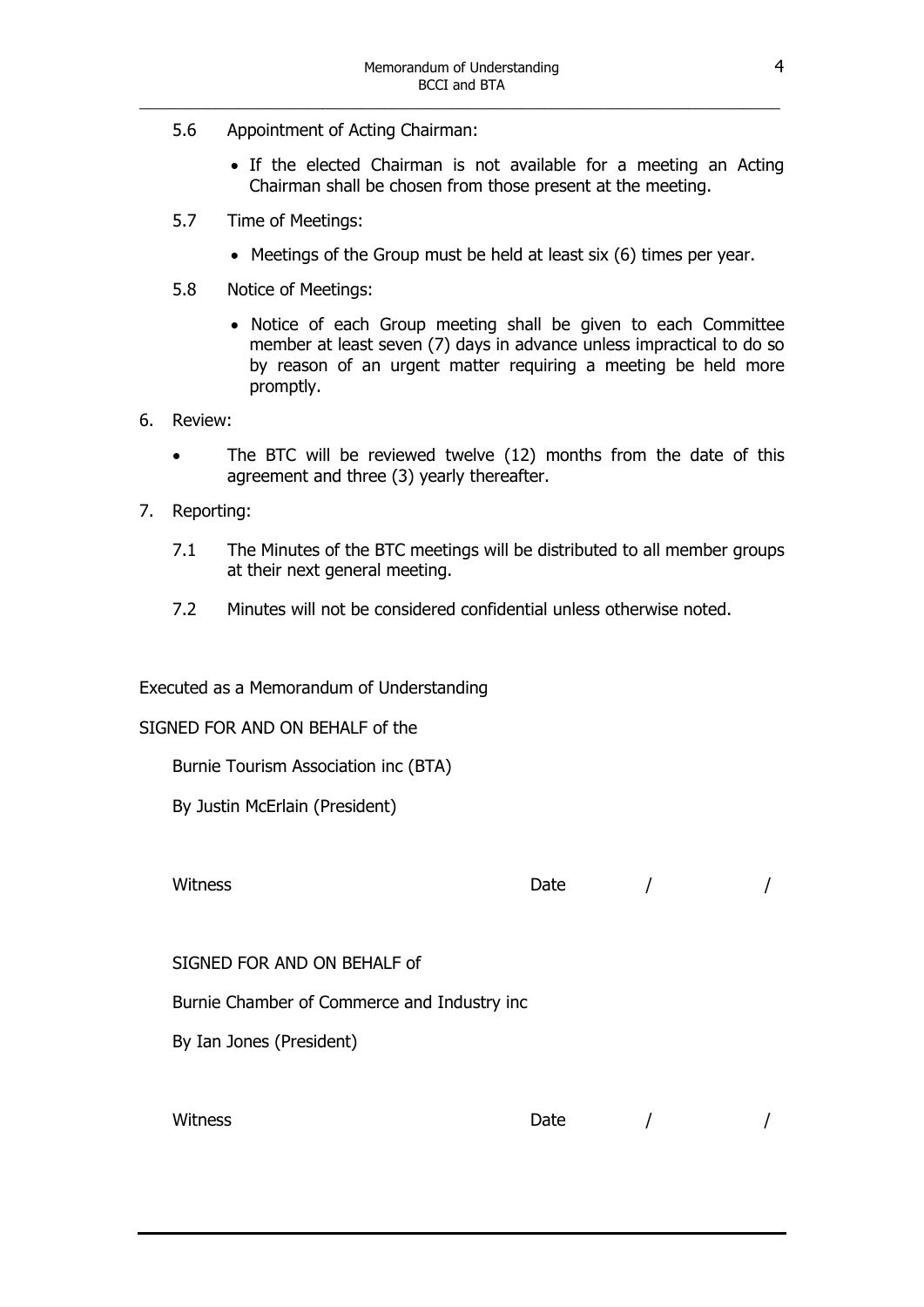5.6 Appointment of Acting Chairman:

- If the elected Chairman is not available for a meeting an Acting Chairman shall be chosen from those present at the meeting.

5.7 Time of Meetings:

- Meetings of the Group must be held at least six (6) times per year.

5.8 Notice of Meetings:

- Notice of each Group meeting shall be given to each Committee member at least seven (7) days in advance unless impractical to do so by reason of an urgent matter requiring a meeting be held more promptly.

6. Review:

- The BTC will be reviewed twelve (12) months from the date of this agreement and three (3) yearly thereafter.

7. Reporting:

7.1 The Minutes of the BTC meetings will be distributed to all member groups at their next general meeting.

7.2 Minutes will not be considered confidential unless otherwise noted.

Executed as a Memorandum of Understanding

SIGNED FOR AND ON BEHALF of the

Burnie Tourism Association inc (BTA)

By Justin McErlain (President)

Witness Date / /

SIGNED FOR AND ON BEHALF of

Burnie Chamber of Commerce and Industry inc

By Ian Jones (President)

Witness Date / /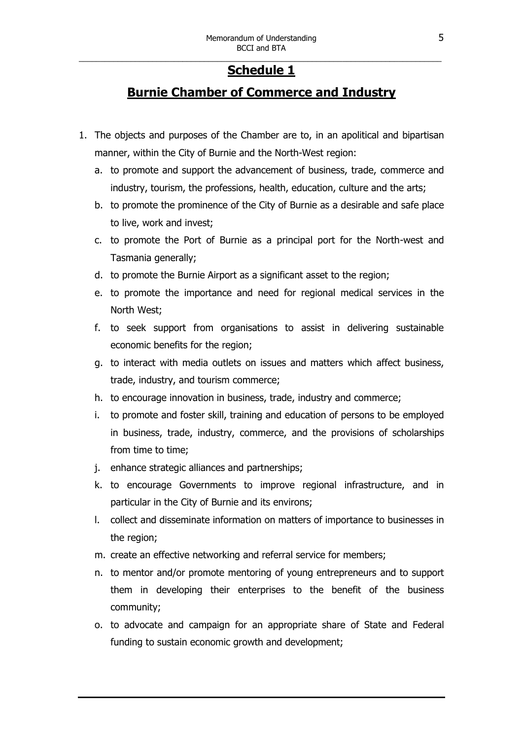# Schedule 1

## Burnie Chamber of Commerce and Industry

1. The objects and purposes of the Chamber are to, in an apolitical and bipartisan manner, within the City of Burnie and the North-West region:
   a. to promote and support the advancement of business, trade, commerce and industry, tourism, the professions, health, education, culture and the arts;
   b. to promote the prominence of the City of Burnie as a desirable and safe place to live, work and invest;
   c. to promote the Port of Burnie as a principal port for the North-west and Tasmania generally;
   d. to promote the Burnie Airport as a significant asset to the region;
   e. to promote the importance and need for regional medical services in the North West;
   f. to seek support from organisations to assist in delivering sustainable economic benefits for the region;
   g. to interact with media outlets on issues and matters which affect business, trade, industry, and tourism commerce;
   h. to encourage innovation in business, trade, industry and commerce;
   i. to promote and foster skill, training and education of persons to be employed in business, trade, industry, commerce, and the provisions of scholarships from time to time;
   j. enhance strategic alliances and partnerships;
   k. to encourage Governments to improve regional infrastructure, and in particular in the City of Burnie and its environs;
   l. collect and disseminate information on matters of importance to businesses in the region;
   m. create an effective networking and referral service for members;
   n. to mentor and/or promote mentoring of young entrepreneurs and to support them in developing their enterprises to the benefit of the business community;
   o. to advocate and campaign for an appropriate share of State and Federal funding to sustain economic growth and development;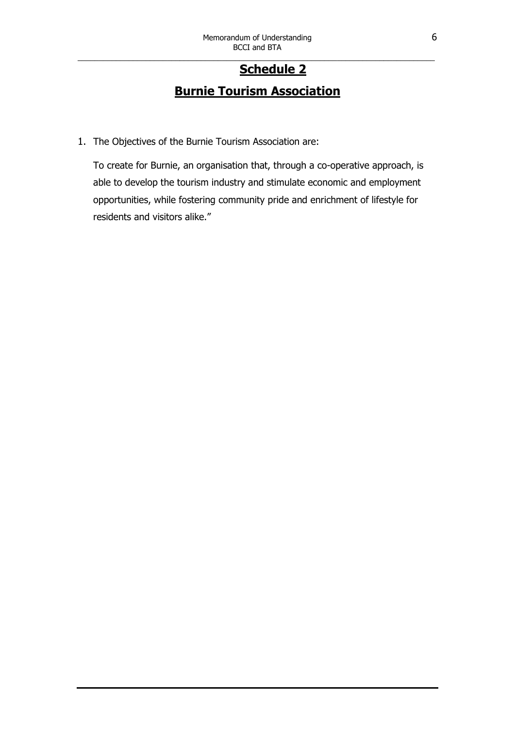# **Schedule 2**

# **Burnie Tourism Association**

1. The Objectives of the Burnie Tourism Association are:

   To create for Burnie, an organisation that, through a co-operative approach, is able to develop the tourism industry and stimulate economic and employment opportunities, while fostering community pride and enrichment of lifestyle for residents and visitors alike."